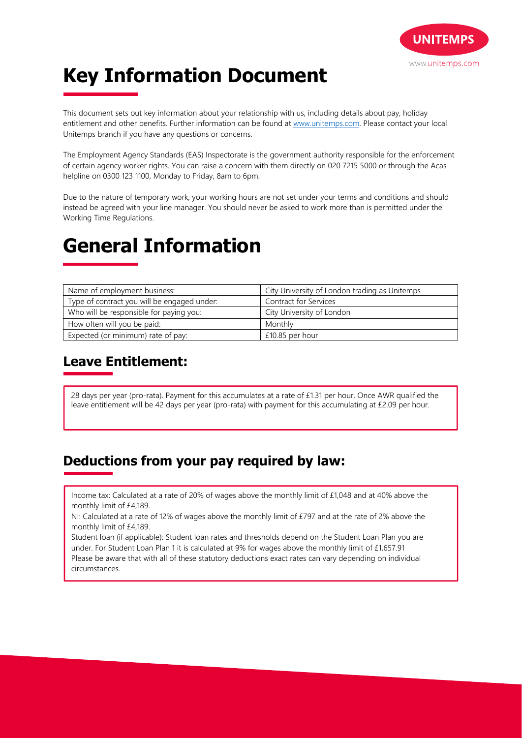# Key Information Document

This document sets out key information about your relationship with us, including details about pay, holiday entitlement and other benefits. Further information can be found at [www.unitemps.com](www.unitemps.com). Please contact your local Unitemps branch if you have any questions or concerns.

The Employment Agency Standards (EAS) Inspectorate is the government authority responsible for the enforcement of certain agency worker rights. You can raise a concern with them directly on 020 7215 5000 or through the Acas helpline on 0300 123 1100, Monday to Friday, 8am to 6pm.

Due to the nature of temporary work, your working hours are not set under your terms and conditions and should instead be agreed with your line manager. You should never be asked to work more than is permitted under the Working Time Regulations.

# General Information

| Name of employment business: | City University of London trading as Unitemps |
| --- | --- |
| Type of contract you will be engaged under: | Contract for Services |
| Who will be responsible for paying you: | City University of London |
| How often will you be paid: | Monthly |
| Expected (or minimum) rate of pay: | £10.85 per hour |

## Leave Entitlement:

28 days per year (pro-rata). Payment for this accumulates at a rate of £1.31 per hour. Once AWR qualified the leave entitlement will be 42 days per year (pro-rata) with payment for this accumulating at £2.09 per hour.

## Deductions from your pay required by law:

Income tax: Calculated at a rate of 20% of wages above the monthly limit of £1,048 and at 40% above the monthly limit of £4,189.

NI: Calculated at a rate of 12% of wages above the monthly limit of £797 and at the rate of 2% above the monthly limit of £4,189.

Student loan (if applicable): Student loan rates and thresholds depend on the Student Loan Plan you are under. For Student Loan Plan 1 it is calculated at 9% for wages above the monthly limit of £1,657.91

Please be aware that with all of these statutory deductions exact rates can vary depending on individual circumstances.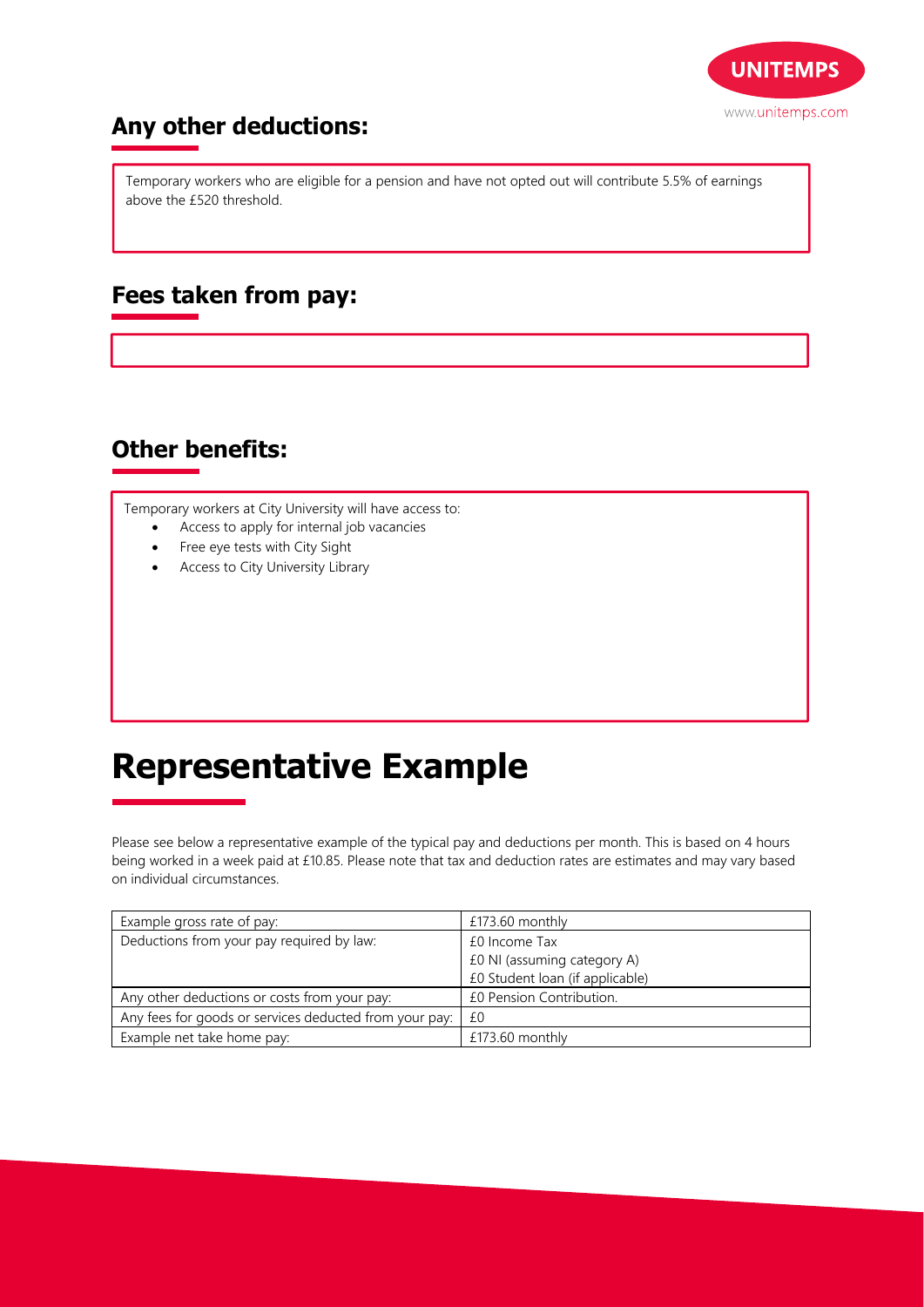## Any other deductions:

Temporary workers who are eligible for a pension and have not opted out will contribute 5.5% of earnings above the £520 threshold.

## Fees taken from pay:

## Other benefits:

Temporary workers at City University will have access to:

- Access to apply for internal job vacancies
- Free eye tests with City Sight
- Access to City University Library

# Representative Example

Please see below a representative example of the typical pay and deductions per month. This is based on 4 hours being worked in a week paid at £10.85. Please note that tax and deduction rates are estimates and may vary based on individual circumstances.

| | |
|---|---|
| Example gross rate of pay: | £173.60 monthly |
| Deductions from your pay required by law: | £0 Income Tax<br>£0 NI (assuming category A)<br>£0 Student loan (if applicable) |
| Any other deductions or costs from your pay: | £0 Pension Contribution. |
| Any fees for goods or services deducted from your pay: | £0 |
| Example net take home pay: | £173.60 monthly |